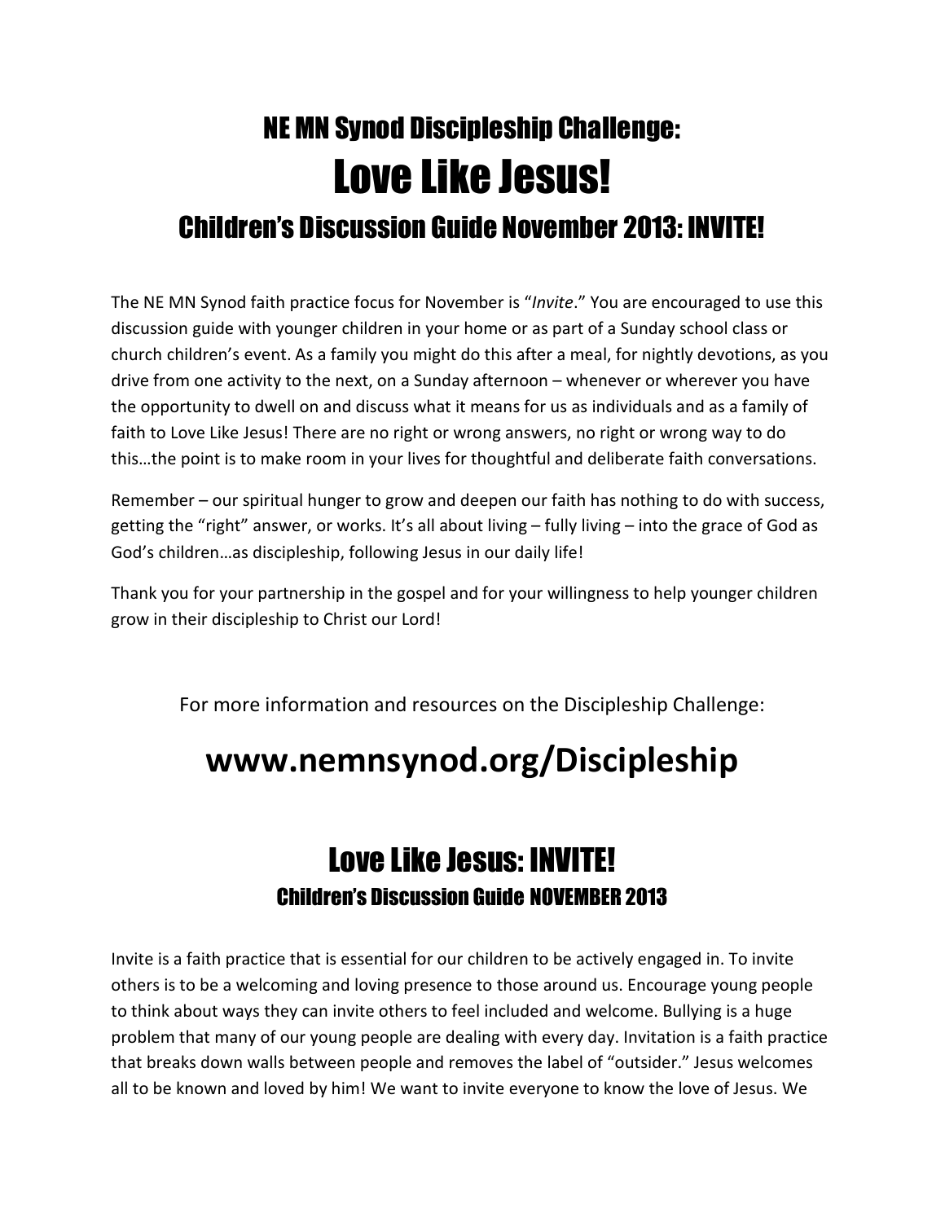# NE MN Synod Discipleship Challenge:

# Love Like Jesus!

## Children's Discussion Guide November 2013: INVITE!

The NE MN Synod faith practice focus for November is "*Invite*." You are encouraged to use this discussion guide with younger children in your home or as part of a Sunday school class or church children's event. As a family you might do this after a meal, for nightly devotions, as you drive from one activity to the next, on a Sunday afternoon – whenever or wherever you have the opportunity to dwell on and discuss what it means for us as individuals and as a family of faith to Love Like Jesus! There are no right or wrong answers, no right or wrong way to do this…the point is to make room in your lives for thoughtful and deliberate faith conversations.

Remember – our spiritual hunger to grow and deepen our faith has nothing to do with success, getting the "right" answer, or works. It's all about living – fully living – into the grace of God as God's children…as discipleship, following Jesus in our daily life!

Thank you for your partnership in the gospel and for your willingness to help younger children grow in their discipleship to Christ our Lord!

For more information and resources on the Discipleship Challenge:

**www.nemnsynod.org/Discipleship**

# Love Like Jesus: INVITE!

### Children's Discussion Guide NOVEMBER 2013

Invite is a faith practice that is essential for our children to be actively engaged in. To invite others is to be a welcoming and loving presence to those around us. Encourage young people to think about ways they can invite others to feel included and welcome. Bullying is a huge problem that many of our young people are dealing with every day. Invitation is a faith practice that breaks down walls between people and removes the label of "outsider." Jesus welcomes all to be known and loved by him! We want to invite everyone to know the love of Jesus. We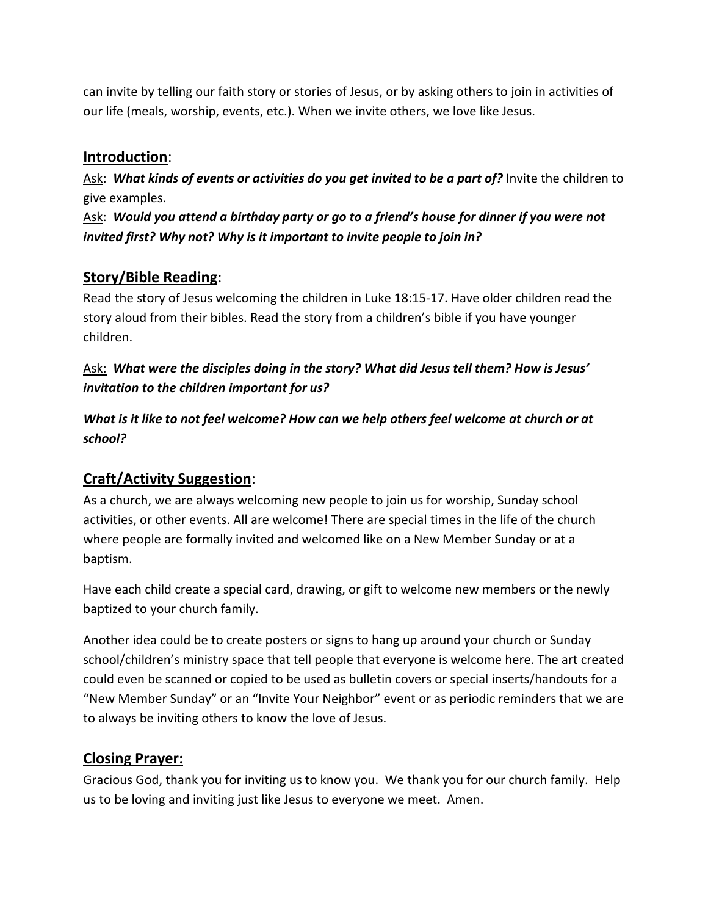can invite by telling our faith story or stories of Jesus, or by asking others to join in activities of our life (meals, worship, events, etc.). When we invite others, we love like Jesus.

## **Introduction**:

Ask: ***What kinds of events or activities do you get invited to be a part of?*** Invite the children to give examples.

Ask: ***Would you attend a birthday party or go to a friend's house for dinner if you were not invited first? Why not? Why is it important to invite people to join in?***

## **Story/Bible Reading**:

Read the story of Jesus welcoming the children in Luke 18:15-17. Have older children read the story aloud from their bibles. Read the story from a children's bible if you have younger children.

Ask: ***What were the disciples doing in the story? What did Jesus tell them? How is Jesus' invitation to the children important for us?***

***What is it like to not feel welcome? How can we help others feel welcome at church or at school?***

## **Craft/Activity Suggestion**:

As a church, we are always welcoming new people to join us for worship, Sunday school activities, or other events. All are welcome! There are special times in the life of the church where people are formally invited and welcomed like on a New Member Sunday or at a baptism.

Have each child create a special card, drawing, or gift to welcome new members or the newly baptized to your church family.

Another idea could be to create posters or signs to hang up around your church or Sunday school/children's ministry space that tell people that everyone is welcome here. The art created could even be scanned or copied to be used as bulletin covers or special inserts/handouts for a "New Member Sunday" or an "Invite Your Neighbor" event or as periodic reminders that we are to always be inviting others to know the love of Jesus.

## **Closing Prayer:**

Gracious God, thank you for inviting us to know you. We thank you for our church family. Help us to be loving and inviting just like Jesus to everyone we meet. Amen.